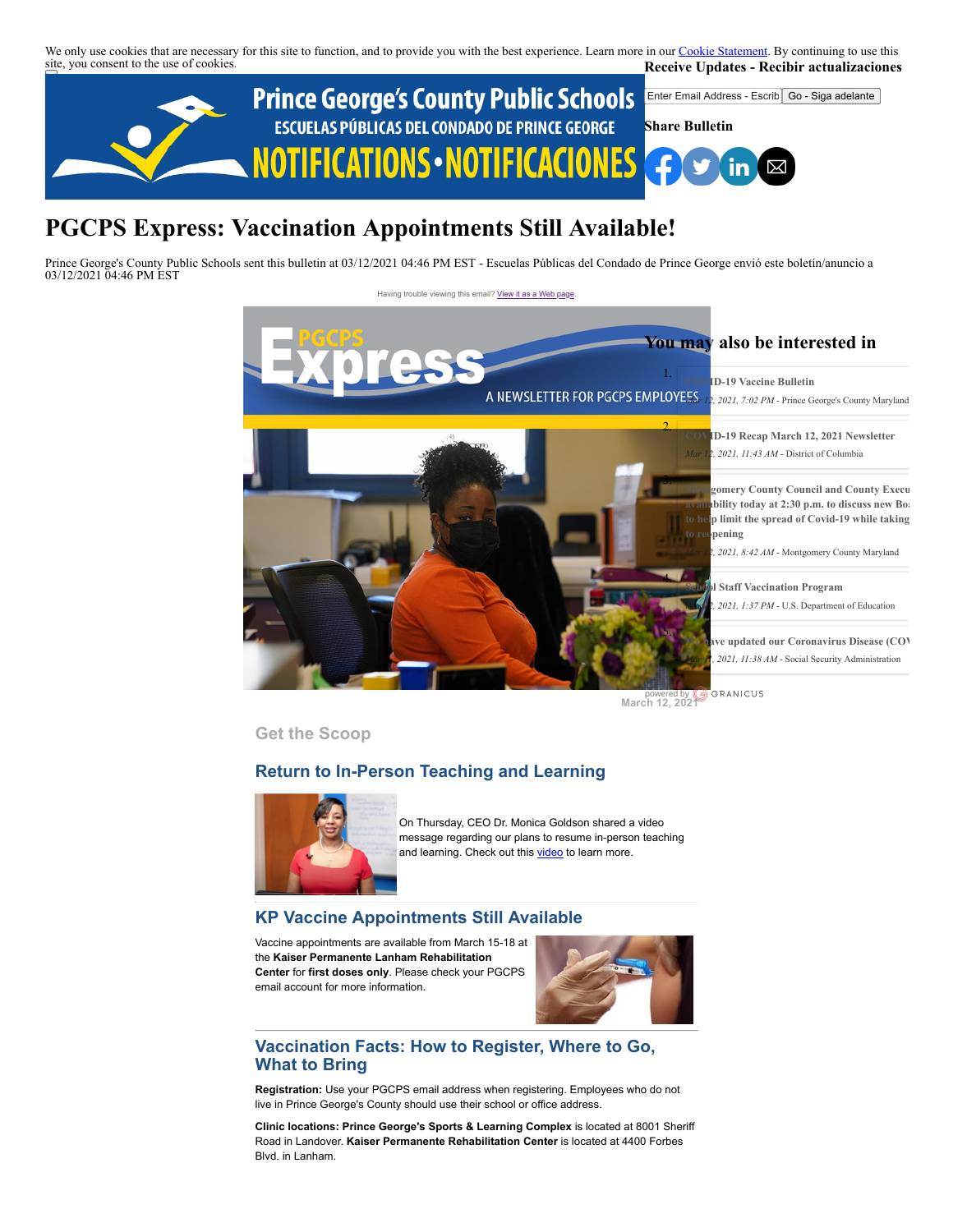We only use cookies that are necessary for this site to function, and to provide you with the best experience. Learn more in our Cookie Statement. By continuing to use this site, you consent to the use of cookies.

**Receive Updates - Recibir actualizaciones**

Enter Email Address - Escrib | Go - Siga adelante

**Share Bulletin**

# PGCPS Express: Vaccination Appointments Still Available!

Prince George's County Public Schools sent this bulletin at 03/12/2021 04:46 PM EST - Escuelas Públicas del Condado de Prince George envió este boletín/anuncio a 03/12/2021 04:46 PM EST

Having trouble viewing this email? View it as a Web page.

**You may also be interested in**

1. COVID-19 Vaccine Bulletin
   *Mar 12, 2021, 7:02 PM* - Prince George's County Maryland
2. COVID-19 Recap March 12, 2021 Newsletter
   *Mar 12, 2021, 11:43 AM* - District of Columbia
3. Montgomery County Council and County Execu... availability today at 2:30 p.m. to discuss new Bo... to help limit the spread of Covid-19 while taking... to reopening
   *Mar 12, 2021, 8:42 AM* - Montgomery County Maryland
4. School Staff Vaccination Program
   *Mar 12, 2021, 1:37 PM* - U.S. Department of Education
5. We have updated our Coronavirus Disease (COV...
   *Mar 12, 2021, 11:38 AM* - Social Security Administration

powered by GRANICUS

March 12, 2021

## Get the Scoop

### Return to In-Person Teaching and Learning

On Thursday, CEO Dr. Monica Goldson shared a video message regarding our plans to resume in-person teaching and learning. Check out this video to learn more.

### KP Vaccine Appointments Still Available

Vaccine appointments are available from March 15-18 at the **Kaiser Permanente Lanham Rehabilitation Center** for **first doses only**. Please check your PGCPS email account for more information.

### Vaccination Facts: How to Register, Where to Go, What to Bring

**Registration:** Use your PGCPS email address when registering. Employees who do not live in Prince George's County should use their school or office address.

**Clinic locations: Prince George's Sports & Learning Complex** is located at 8001 Sheriff Road in Landover. **Kaiser Permanente Rehabilitation Center** is located at 4400 Forbes Blvd. in Lanham.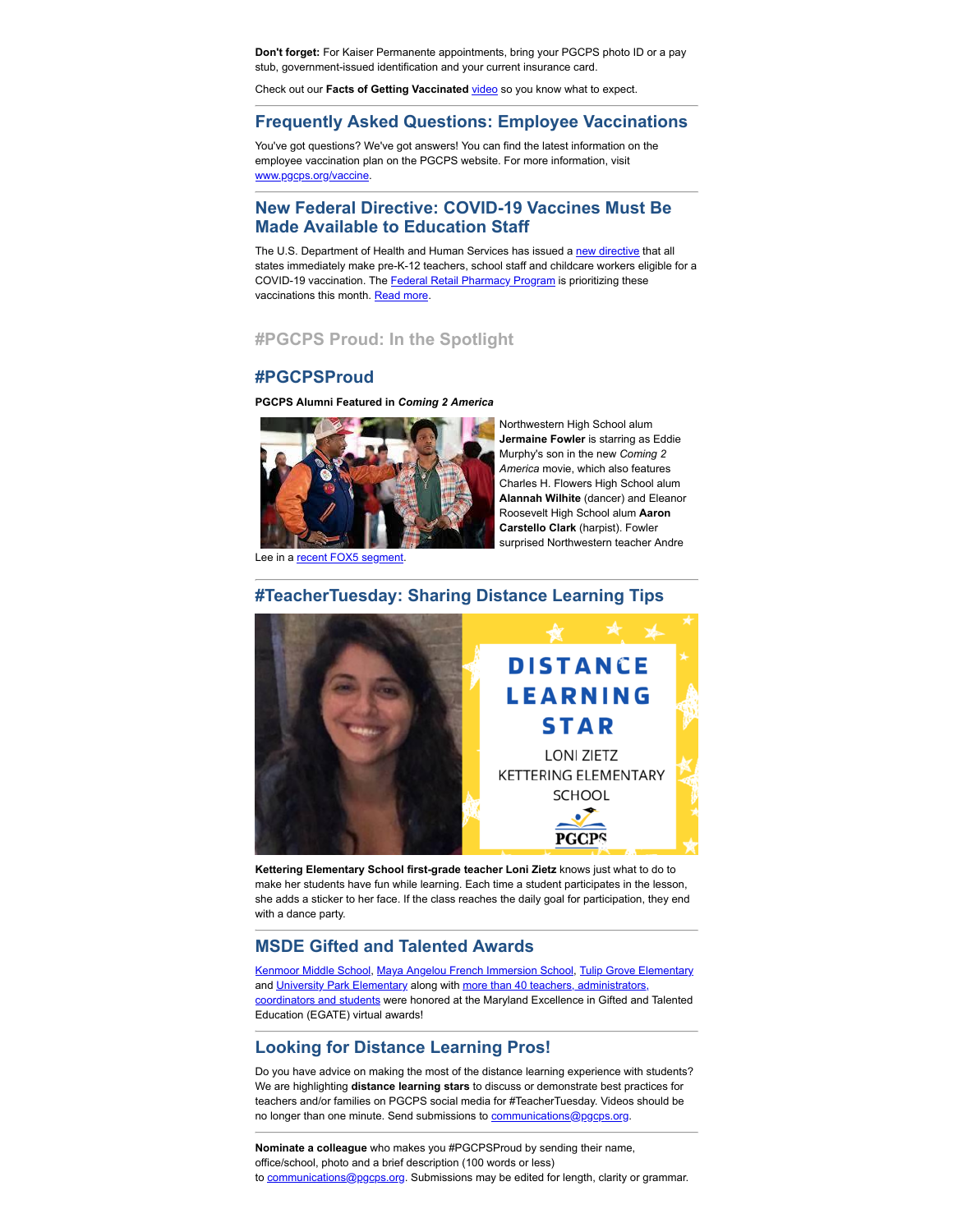**Don't forget:** For Kaiser Permanente appointments, bring your PGCPS photo ID or a pay stub, government-issued identification and your current insurance card.

Check out our **Facts of Getting Vaccinated** video so you know what to expect.

## Frequently Asked Questions: Employee Vaccinations

You've got questions? We've got answers! You can find the latest information on the employee vaccination plan on the PGCPS website. For more information, visit www.pgcps.org/vaccine.

## New Federal Directive: COVID-19 Vaccines Must Be Made Available to Education Staff

The U.S. Department of Health and Human Services has issued a new directive that all states immediately make pre-K-12 teachers, school staff and childcare workers eligible for a COVID-19 vaccination. The Federal Retail Pharmacy Program is prioritizing these vaccinations this month. Read more.

## #PGCPS Proud: In the Spotlight

## #PGCPSProud

**PGCPS Alumni Featured in *Coming 2 America***

Northwestern High School alum **Jermaine Fowler** is starring as Eddie Murphy's son in the new *Coming 2 America* movie, which also features Charles H. Flowers High School alum **Alannah Wilhite** (dancer) and Eleanor Roosevelt High School alum **Aaron Carstello Clark** (harpist). Fowler surprised Northwestern teacher Andre Lee in a recent FOX5 segment.

## #TeacherTuesday: Sharing Distance Learning Tips

**Kettering Elementary School first-grade teacher Loni Zietz** knows just what to do to make her students have fun while learning. Each time a student participates in the lesson, she adds a sticker to her face. If the class reaches the daily goal for participation, they end with a dance party.

## MSDE Gifted and Talented Awards

Kenmoor Middle School, Maya Angelou French Immersion School, Tulip Grove Elementary and University Park Elementary along with more than 40 teachers, administrators, coordinators and students were honored at the Maryland Excellence in Gifted and Talented Education (EGATE) virtual awards!

## Looking for Distance Learning Pros!

Do you have advice on making the most of the distance learning experience with students? We are highlighting **distance learning stars** to discuss or demonstrate best practices for teachers and/or families on PGCPS social media for #TeacherTuesday. Videos should be no longer than one minute. Send submissions to communications@pgcps.org.

**Nominate a colleague** who makes you #PGCPSProud by sending their name, office/school, photo and a brief description (100 words or less) to communications@pgcps.org. Submissions may be edited for length, clarity or grammar.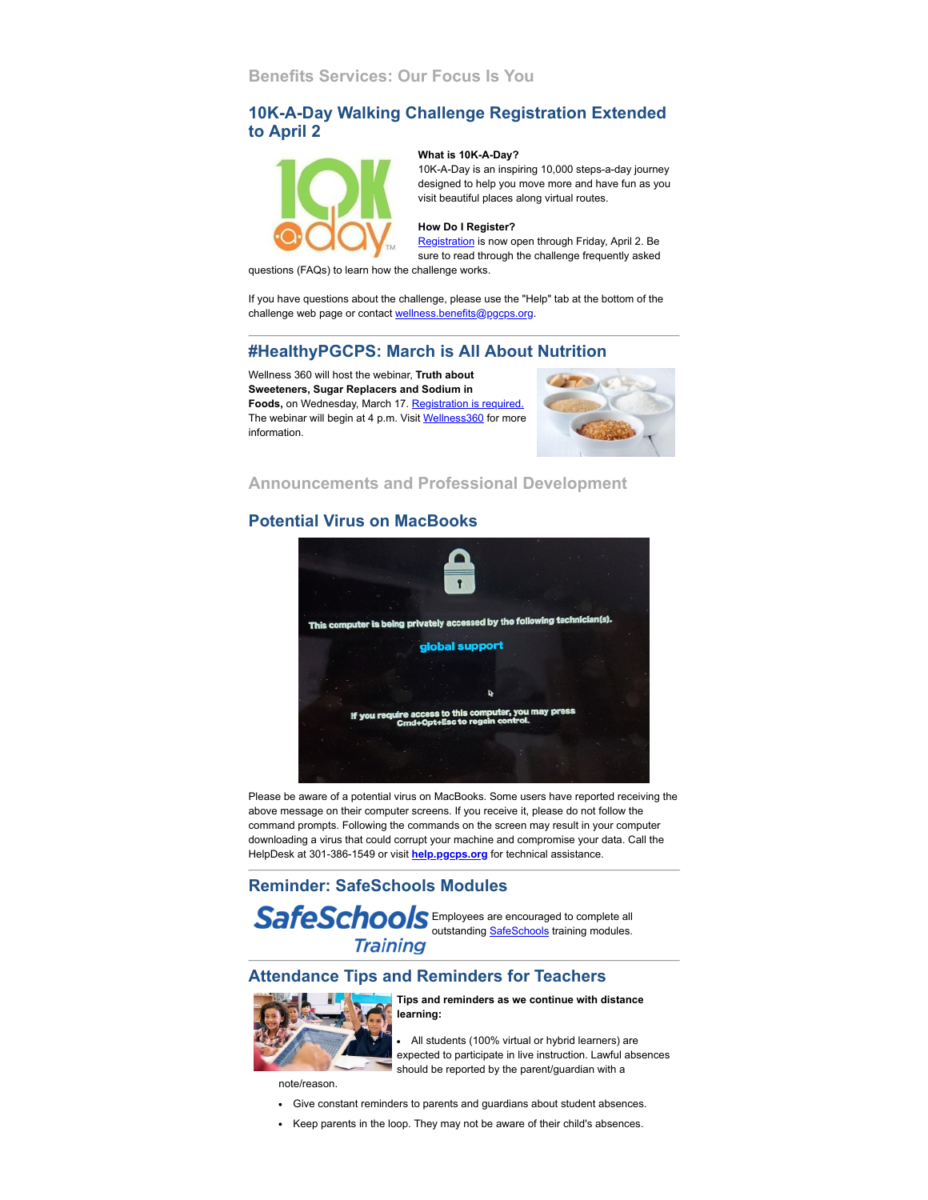## Benefits Services: Our Focus Is You

### 10K-A-Day Walking Challenge Registration Extended to April 2

**What is 10K-A-Day?**
10K-A-Day is an inspiring 10,000 steps-a-day journey designed to help you move more and have fun as you visit beautiful places along virtual routes.

**How Do I Register?**
Registration is now open through Friday, April 2. Be sure to read through the challenge frequently asked questions (FAQs) to learn how the challenge works.

If you have questions about the challenge, please use the "Help" tab at the bottom of the challenge web page or contact wellness.benefits@pgcps.org.

### #HealthyPGCPS: March is All About Nutrition

Wellness 360 will host the webinar, **Truth about Sweeteners, Sugar Replacers and Sodium in Foods,** on Wednesday, March 17. Registration is required. The webinar will begin at 4 p.m. Visit Wellness360 for more information.

## Announcements and Professional Development

### Potential Virus on MacBooks

Please be aware of a potential virus on MacBooks. Some users have reported receiving the above message on their computer screens. If you receive it, please do not follow the command prompts. Following the commands on the screen may result in your computer downloading a virus that could corrupt your machine and compromise your data. Call the HelpDesk at 301-386-1549 or visit **help.pgcps.org** for technical assistance.

### Reminder: SafeSchools Modules

Employees are encouraged to complete all outstanding SafeSchools training modules.

### Attendance Tips and Reminders for Teachers

**Tips and reminders as we continue with distance learning:**

- All students (100% virtual or hybrid learners) are expected to participate in live instruction. Lawful absences should be reported by the parent/guardian with a note/reason.
- Give constant reminders to parents and guardians about student absences.
- Keep parents in the loop. They may not be aware of their child's absences.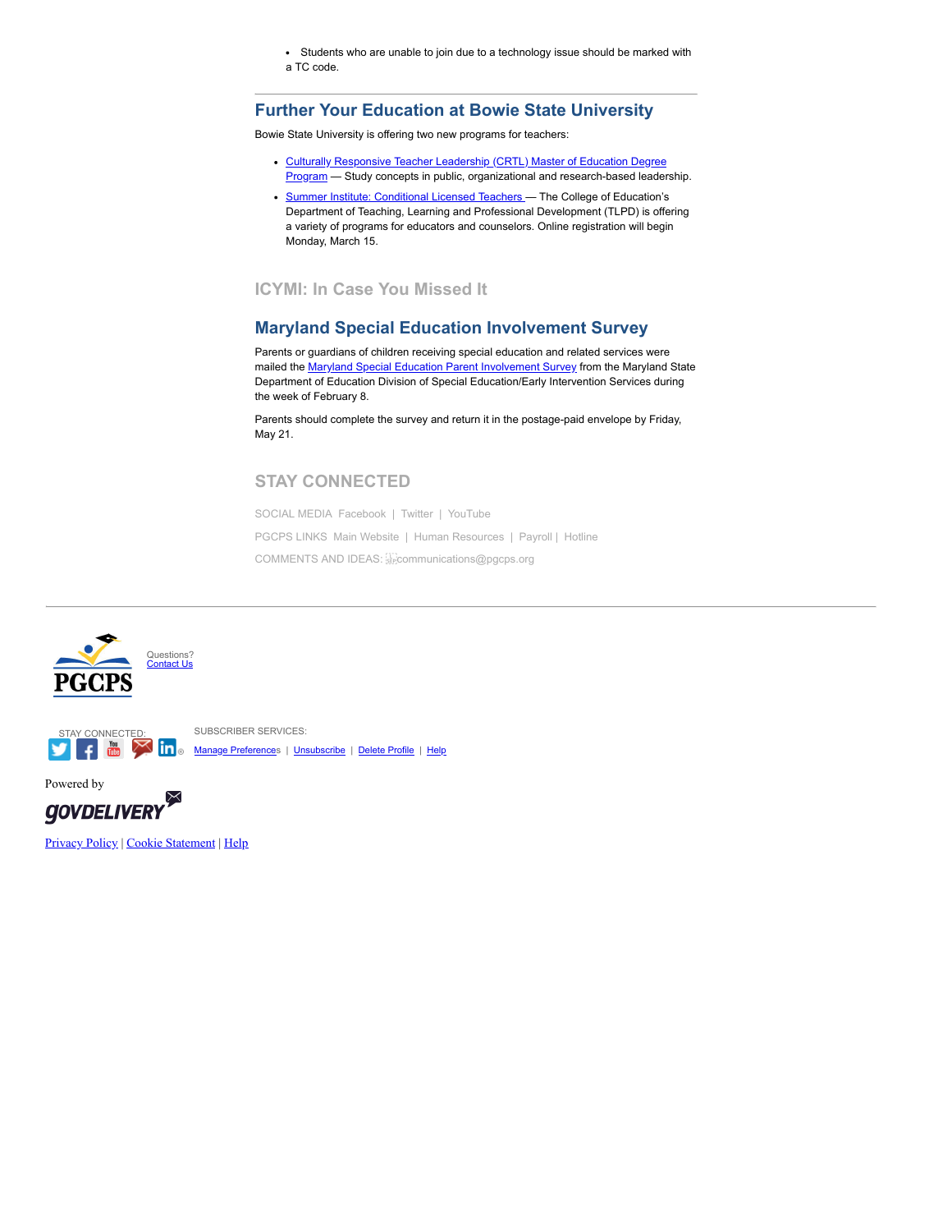- Students who are unable to join due to a technology issue should be marked with a TC code.

## Further Your Education at Bowie State University

Bowie State University is offering two new programs for teachers:

- Culturally Responsive Teacher Leadership (CRTL) Master of Education Degree Program — Study concepts in public, organizational and research-based leadership.
- Summer Institute: Conditional Licensed Teachers — The College of Education's Department of Teaching, Learning and Professional Development (TLPD) is offering a variety of programs for educators and counselors. Online registration will begin Monday, March 15.

## ICYMI: In Case You Missed It

## Maryland Special Education Involvement Survey

Parents or guardians of children receiving special education and related services were mailed the Maryland Special Education Parent Involvement Survey from the Maryland State Department of Education Division of Special Education/Early Intervention Services during the week of February 8.

Parents should complete the survey and return it in the postage-paid envelope by Friday, May 21.

## STAY CONNECTED

SOCIAL MEDIA Facebook | Twitter | YouTube

PGCPS LINKS Main Website | Human Resources | Payroll | Hotline

COMMENTS AND IDEAS: communications@pgcps.org

Questions?
Contact Us

STAY CONNECTED:

SUBSCRIBER SERVICES:
Manage Preferences | Unsubscribe | Delete Profile | Help

Powered by GOVDELIVERY

Privacy Policy | Cookie Statement | Help